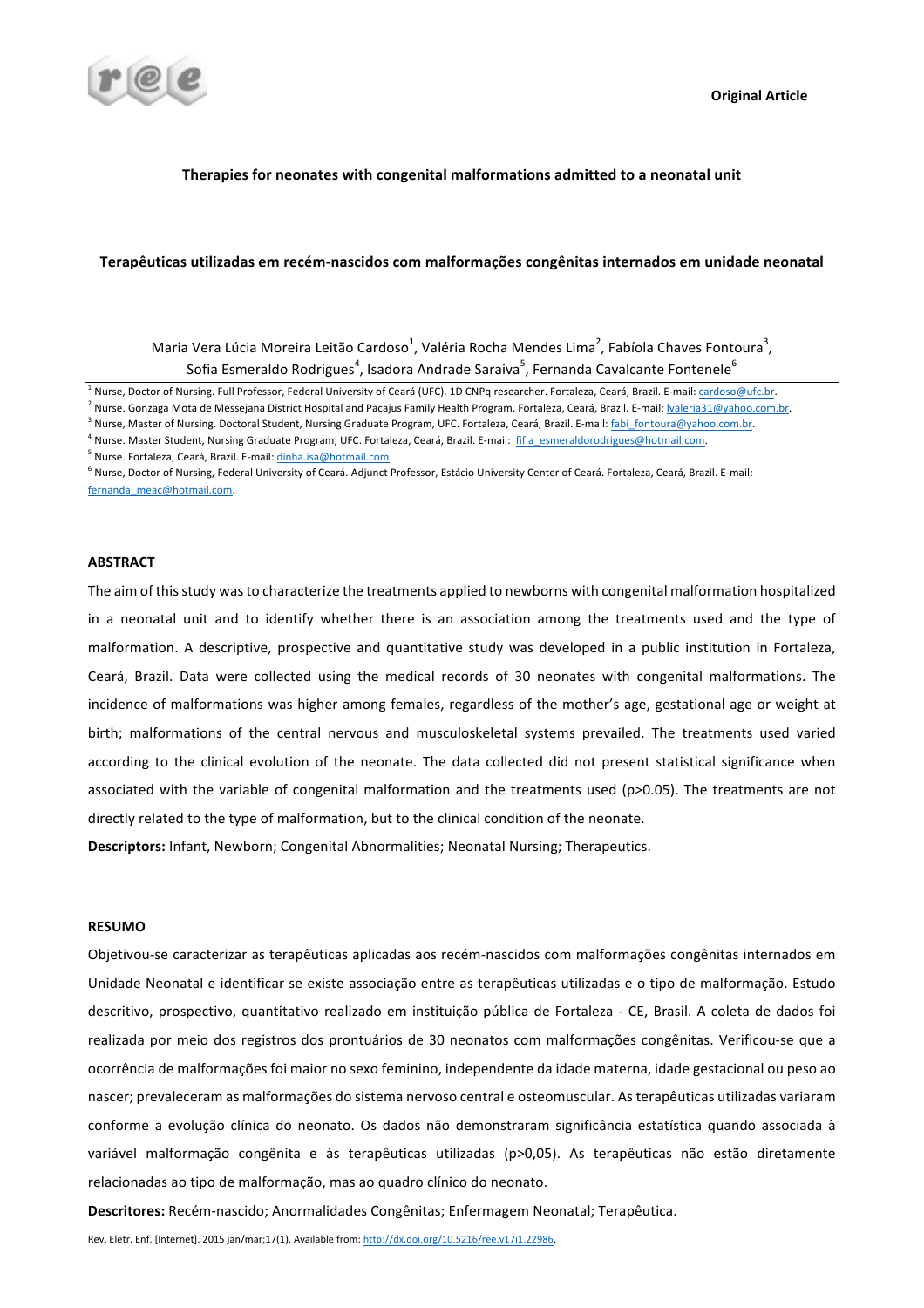Original Article

# Therapies for neonates with congenital malformations admitted to a neonatal unit

# Terapêuticas utilizadas em recém-nascidos com malformações congênitas internados em unidade neonatal

Maria Vera Lúcia Moreira Leitão Cardoso[1], Valéria Rocha Mendes Lima[2], Fabíola Chaves Fontoura[3], Sofia Esmeraldo Rodrigues[4], Isadora Andrade Saraiva[5], Fernanda Cavalcante Fontenele[6]

[1] Nurse, Doctor of Nursing. Full Professor, Federal University of Ceará (UFC). 1D CNPq researcher. Fortaleza, Ceará, Brazil. E-mail: cardoso@ufc.br.
[2] Nurse. Gonzaga Mota de Messejana District Hospital and Pacajus Family Health Program. Fortaleza, Ceará, Brazil. E-mail: lvaleria31@yahoo.com.br.
[3] Nurse, Master of Nursing. Doctoral Student, Nursing Graduate Program, UFC. Fortaleza, Ceará, Brazil. E-mail: fabi_fontoura@yahoo.com.br.
[4] Nurse. Master Student, Nursing Graduate Program, UFC. Fortaleza, Ceará, Brazil. E-mail: fifia_esmeraldorodrigues@hotmail.com.
[5] Nurse. Fortaleza, Ceará, Brazil. E-mail: dinha.isa@hotmail.com.
[6] Nurse, Doctor of Nursing, Federal University of Ceará. Adjunct Professor, Estácio University Center of Ceará. Fortaleza, Ceará, Brazil. E-mail: fernanda_meac@hotmail.com.

## ABSTRACT

The aim of this study was to characterize the treatments applied to newborns with congenital malformation hospitalized in a neonatal unit and to identify whether there is an association among the treatments used and the type of malformation. A descriptive, prospective and quantitative study was developed in a public institution in Fortaleza, Ceará, Brazil. Data were collected using the medical records of 30 neonates with congenital malformations. The incidence of malformations was higher among females, regardless of the mother's age, gestational age or weight at birth; malformations of the central nervous and musculoskeletal systems prevailed. The treatments used varied according to the clinical evolution of the neonate. The data collected did not present statistical significance when associated with the variable of congenital malformation and the treatments used ($p>0.05$). The treatments are not directly related to the type of malformation, but to the clinical condition of the neonate.

**Descriptors:** Infant, Newborn; Congenital Abnormalities; Neonatal Nursing; Therapeutics.

## RESUMO

Objetivou-se caracterizar as terapêuticas aplicadas aos recém-nascidos com malformações congênitas internados em Unidade Neonatal e identificar se existe associação entre as terapêuticas utilizadas e o tipo de malformação. Estudo descritivo, prospectivo, quantitativo realizado em instituição pública de Fortaleza - CE, Brasil. A coleta de dados foi realizada por meio dos registros dos prontuários de 30 neonatos com malformações congênitas. Verificou-se que a ocorrência de malformações foi maior no sexo feminino, independente da idade materna, idade gestacional ou peso ao nascer; prevaleceram as malformações do sistema nervoso central e osteomuscular. As terapêuticas utilizadas variaram conforme a evolução clínica do neonato. Os dados não demonstraram significância estatística quando associada à variável malformação congênita e às terapêuticas utilizadas ($p>0,05$). As terapêuticas não estão diretamente relacionadas ao tipo de malformação, mas ao quadro clínico do neonato.

**Descritores:** Recém-nascido; Anormalidades Congênitas; Enfermagem Neonatal; Terapêutica.

Rev. Eletr. Enf. [Internet]. 2015 jan/mar;17(1). Available from: http://dx.doi.org/10.5216/ree.v17i1.22986.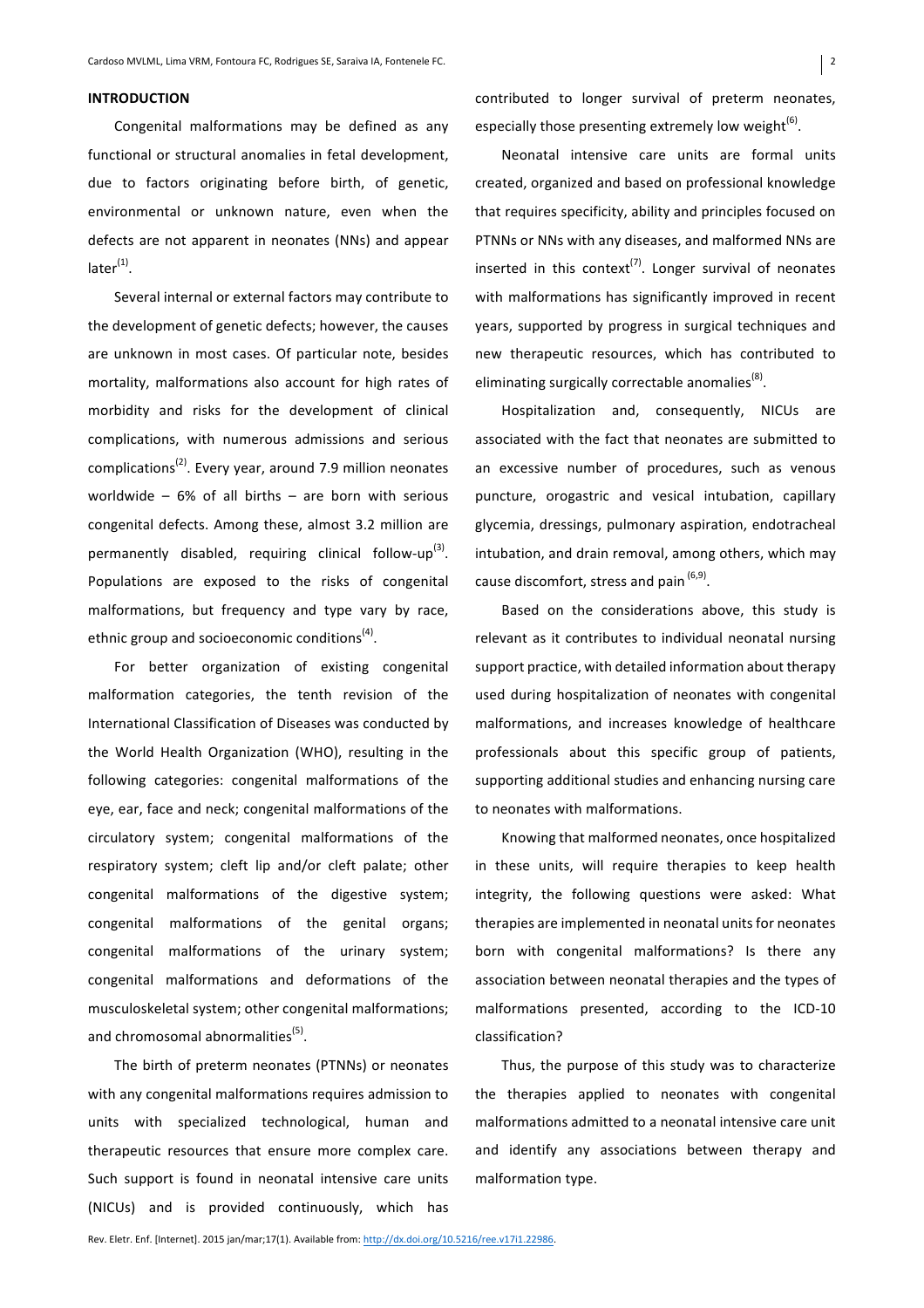## INTRODUCTION

Congenital malformations may be defined as any functional or structural anomalies in fetal development, due to factors originating before birth, of genetic, environmental or unknown nature, even when the defects are not apparent in neonates (NNs) and appear later[1].

Several internal or external factors may contribute to the development of genetic defects; however, the causes are unknown in most cases. Of particular note, besides mortality, malformations also account for high rates of morbidity and risks for the development of clinical complications, with numerous admissions and serious complications[2]. Every year, around 7.9 million neonates worldwide – 6% of all births – are born with serious congenital defects. Among these, almost 3.2 million are permanently disabled, requiring clinical follow-up[3]. Populations are exposed to the risks of congenital malformations, but frequency and type vary by race, ethnic group and socioeconomic conditions[4].

For better organization of existing congenital malformation categories, the tenth revision of the International Classification of Diseases was conducted by the World Health Organization (WHO), resulting in the following categories: congenital malformations of the eye, ear, face and neck; congenital malformations of the circulatory system; congenital malformations of the respiratory system; cleft lip and/or cleft palate; other congenital malformations of the digestive system; congenital malformations of the genital organs; congenital malformations of the urinary system; congenital malformations and deformations of the musculoskeletal system; other congenital malformations; and chromosomal abnormalities[5].

The birth of preterm neonates (PTNNs) or neonates with any congenital malformations requires admission to units with specialized technological, human and therapeutic resources that ensure more complex care. Such support is found in neonatal intensive care units (NICUs) and is provided continuously, which has contributed to longer survival of preterm neonates, especially those presenting extremely low weight[6].

Neonatal intensive care units are formal units created, organized and based on professional knowledge that requires specificity, ability and principles focused on PTNNs or NNs with any diseases, and malformed NNs are inserted in this context[7]. Longer survival of neonates with malformations has significantly improved in recent years, supported by progress in surgical techniques and new therapeutic resources, which has contributed to eliminating surgically correctable anomalies[8].

Hospitalization and, consequently, NICUs are associated with the fact that neonates are submitted to an excessive number of procedures, such as venous puncture, orogastric and vesical intubation, capillary glycemia, dressings, pulmonary aspiration, endotracheal intubation, and drain removal, among others, which may cause discomfort, stress and pain[6,9].

Based on the considerations above, this study is relevant as it contributes to individual neonatal nursing support practice, with detailed information about therapy used during hospitalization of neonates with congenital malformations, and increases knowledge of healthcare professionals about this specific group of patients, supporting additional studies and enhancing nursing care to neonates with malformations.

Knowing that malformed neonates, once hospitalized in these units, will require therapies to keep health integrity, the following questions were asked: What therapies are implemented in neonatal units for neonates born with congenital malformations? Is there any association between neonatal therapies and the types of malformations presented, according to the ICD-10 classification?

Thus, the purpose of this study was to characterize the therapies applied to neonates with congenital malformations admitted to a neonatal intensive care unit and identify any associations between therapy and malformation type.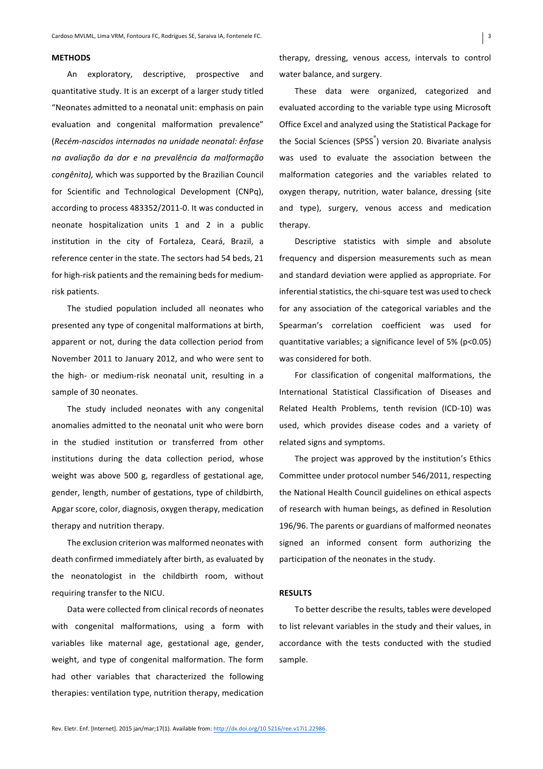## METHODS

An exploratory, descriptive, prospective and quantitative study. It is an excerpt of a larger study titled "Neonates admitted to a neonatal unit: emphasis on pain evaluation and congenital malformation prevalence" (*Recém-nascidos internados na unidade neonatal: ênfase na avaliação da dor e na prevalência da malformação congênita),* which was supported by the Brazilian Council for Scientific and Technological Development (CNPq), according to process 483352/2011-0. It was conducted in neonate hospitalization units 1 and 2 in a public institution in the city of Fortaleza, Ceará, Brazil, a reference center in the state. The sectors had 54 beds, 21 for high-risk patients and the remaining beds for medium-risk patients.

The studied population included all neonates who presented any type of congenital malformations at birth, apparent or not, during the data collection period from November 2011 to January 2012, and who were sent to the high- or medium-risk neonatal unit, resulting in a sample of 30 neonates.

The study included neonates with any congenital anomalies admitted to the neonatal unit who were born in the studied institution or transferred from other institutions during the data collection period, whose weight was above 500 g, regardless of gestational age, gender, length, number of gestations, type of childbirth, Apgar score, color, diagnosis, oxygen therapy, medication therapy and nutrition therapy.

The exclusion criterion was malformed neonates with death confirmed immediately after birth, as evaluated by the neonatologist in the childbirth room, without requiring transfer to the NICU.

Data were collected from clinical records of neonates with congenital malformations, using a form with variables like maternal age, gestational age, gender, weight, and type of congenital malformation. The form had other variables that characterized the following therapies: ventilation type, nutrition therapy, medication therapy, dressing, venous access, intervals to control water balance, and surgery.

These data were organized, categorized and evaluated according to the variable type using Microsoft Office Excel and analyzed using the Statistical Package for the Social Sciences (SPSS®) version 20. Bivariate analysis was used to evaluate the association between the malformation categories and the variables related to oxygen therapy, nutrition, water balance, dressing (site and type), surgery, venous access and medication therapy.

Descriptive statistics with simple and absolute frequency and dispersion measurements such as mean and standard deviation were applied as appropriate. For inferential statistics, the chi-square test was used to check for any association of the categorical variables and the Spearman's correlation coefficient was used for quantitative variables; a significance level of 5% ($p<0.05$) was considered for both.

For classification of congenital malformations, the International Statistical Classification of Diseases and Related Health Problems, tenth revision (ICD-10) was used, which provides disease codes and a variety of related signs and symptoms.

The project was approved by the institution's Ethics Committee under protocol number 546/2011, respecting the National Health Council guidelines on ethical aspects of research with human beings, as defined in Resolution 196/96. The parents or guardians of malformed neonates signed an informed consent form authorizing the participation of the neonates in the study.

## RESULTS

To better describe the results, tables were developed to list relevant variables in the study and their values, in accordance with the tests conducted with the studied sample.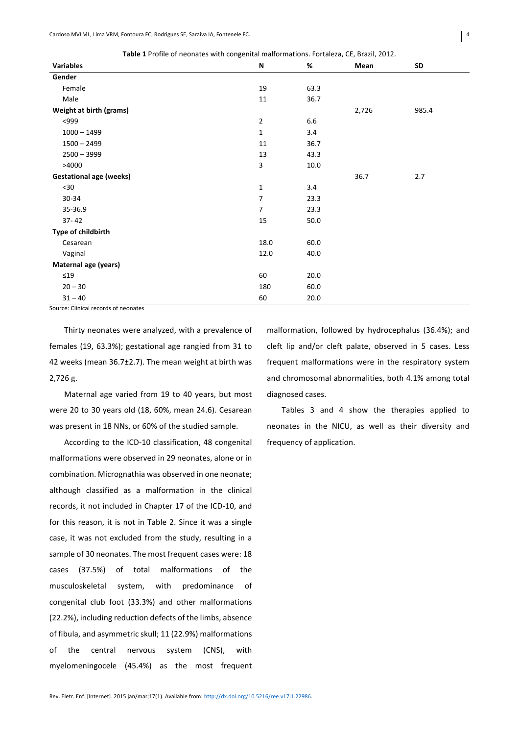**Table 1** Profile of neonates with congenital malformations. Fortaleza, CE, Brazil, 2012.

| Variables | N | % | Mean | SD |
|---|---|---|---|---|
| **Gender** | | | | |
| Female | 19 | 63.3 | | |
| Male | 11 | 36.7 | | |
| **Weight at birth (grams)** | | | 2,726 | 985.4 |
| <999 | 2 | 6.6 | | |
| 1000 – 1499 | 1 | 3.4 | | |
| 1500 – 2499 | 11 | 36.7 | | |
| 2500 – 3999 | 13 | 43.3 | | |
| >4000 | 3 | 10.0 | | |
| **Gestational age (weeks)** | | | 36.7 | 2.7 |
| <30 | 1 | 3.4 | | |
| 30-34 | 7 | 23.3 | | |
| 35-36.9 | 7 | 23.3 | | |
| 37- 42 | 15 | 50.0 | | |
| **Type of childbirth** | | | | |
| Cesarean | 18.0 | 60.0 | | |
| Vaginal | 12.0 | 40.0 | | |
| **Maternal age (years)** | | | | |
| ≤19 | 60 | 20.0 | | |
| 20 – 30 | 180 | 60.0 | | |
| 31 – 40 | 60 | 20.0 | | |

Source: Clinical records of neonates

Thirty neonates were analyzed, with a prevalence of females (19, 63.3%); gestational age rangied from 31 to 42 weeks (mean 36.7±2.7). The mean weight at birth was 2,726 g.

Maternal age varied from 19 to 40 years, but most were 20 to 30 years old (18, 60%, mean 24.6). Cesarean was present in 18 NNs, or 60% of the studied sample.

According to the ICD-10 classification, 48 congenital malformations were observed in 29 neonates, alone or in combination. Micrognathia was observed in one neonate; although classified as a malformation in the clinical records, it not included in Chapter 17 of the ICD-10, and for this reason, it is not in Table 2. Since it was a single case, it was not excluded from the study, resulting in a sample of 30 neonates. The most frequent cases were: 18 cases (37.5%) of total malformations of the musculoskeletal system, with predominance of congenital club foot (33.3%) and other malformations (22.2%), including reduction defects of the limbs, absence of fibula, and asymmetric skull; 11 (22.9%) malformations of the central nervous system (CNS), with myelomeningocele (45.4%) as the most frequent malformation, followed by hydrocephalus (36.4%); and cleft lip and/or cleft palate, observed in 5 cases. Less frequent malformations were in the respiratory system and chromosomal abnormalities, both 4.1% among total diagnosed cases.

Tables 3 and 4 show the therapies applied to neonates in the NICU, as well as their diversity and frequency of application.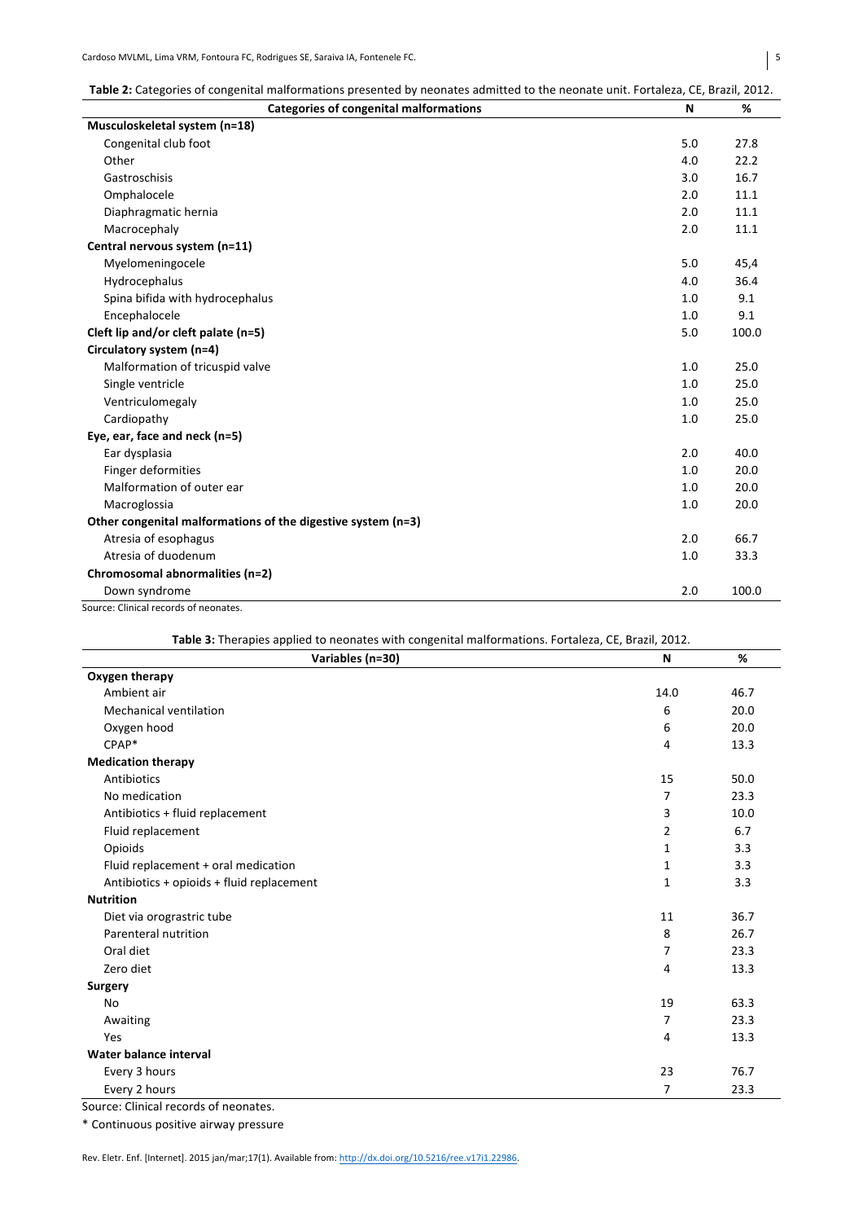**Table 2:** Categories of congenital malformations presented by neonates admitted to the neonate unit. Fortaleza, CE, Brazil, 2012.

| Categories of congenital malformations | N | % |
|---|---|---|
| **Musculoskeletal system (n=18)** | | |
| Congenital club foot | 5.0 | 27.8 |
| Other | 4.0 | 22.2 |
| Gastroschisis | 3.0 | 16.7 |
| Omphalocele | 2.0 | 11.1 |
| Diaphragmatic hernia | 2.0 | 11.1 |
| Macrocephaly | 2.0 | 11.1 |
| **Central nervous system (n=11)** | | |
| Myelomeningocele | 5.0 | 45,4 |
| Hydrocephalus | 4.0 | 36.4 |
| Spina bifida with hydrocephalus | 1.0 | 9.1 |
| Encephalocele | 1.0 | 9.1 |
| **Cleft lip and/or cleft palate (n=5)** | 5.0 | 100.0 |
| **Circulatory system (n=4)** | | |
| Malformation of tricuspid valve | 1.0 | 25.0 |
| Single ventricle | 1.0 | 25.0 |
| Ventriculomegaly | 1.0 | 25.0 |
| Cardiopathy | 1.0 | 25.0 |
| **Eye, ear, face and neck (n=5)** | | |
| Ear dysplasia | 2.0 | 40.0 |
| Finger deformities | 1.0 | 20.0 |
| Malformation of outer ear | 1.0 | 20.0 |
| Macroglossia | 1.0 | 20.0 |
| **Other congenital malformations of the digestive system (n=3)** | | |
| Atresia of esophagus | 2.0 | 66.7 |
| Atresia of duodenum | 1.0 | 33.3 |
| **Chromosomal abnormalities (n=2)** | | |
| Down syndrome | 2.0 | 100.0 |

Source: Clinical records of neonates.

**Table 3:** Therapies applied to neonates with congenital malformations. Fortaleza, CE, Brazil, 2012.

| Variables (n=30) | N | % |
|---|---|---|
| **Oxygen therapy** | | |
| Ambient air | 14.0 | 46.7 |
| Mechanical ventilation | 6 | 20.0 |
| Oxygen hood | 6 | 20.0 |
| CPAP* | 4 | 13.3 |
| **Medication therapy** | | |
| Antibiotics | 15 | 50.0 |
| No medication | 7 | 23.3 |
| Antibiotics + fluid replacement | 3 | 10.0 |
| Fluid replacement | 2 | 6.7 |
| Opioids | 1 | 3.3 |
| Fluid replacement + oral medication | 1 | 3.3 |
| Antibiotics + opioids + fluid replacement | 1 | 3.3 |
| **Nutrition** | | |
| Diet via orograstric tube | 11 | 36.7 |
| Parenteral nutrition | 8 | 26.7 |
| Oral diet | 7 | 23.3 |
| Zero diet | 4 | 13.3 |
| **Surgery** | | |
| No | 19 | 63.3 |
| Awaiting | 7 | 23.3 |
| Yes | 4 | 13.3 |
| **Water balance interval** | | |
| Every 3 hours | 23 | 76.7 |
| Every 2 hours | 7 | 23.3 |

Source: Clinical records of neonates.

* Continuous positive airway pressure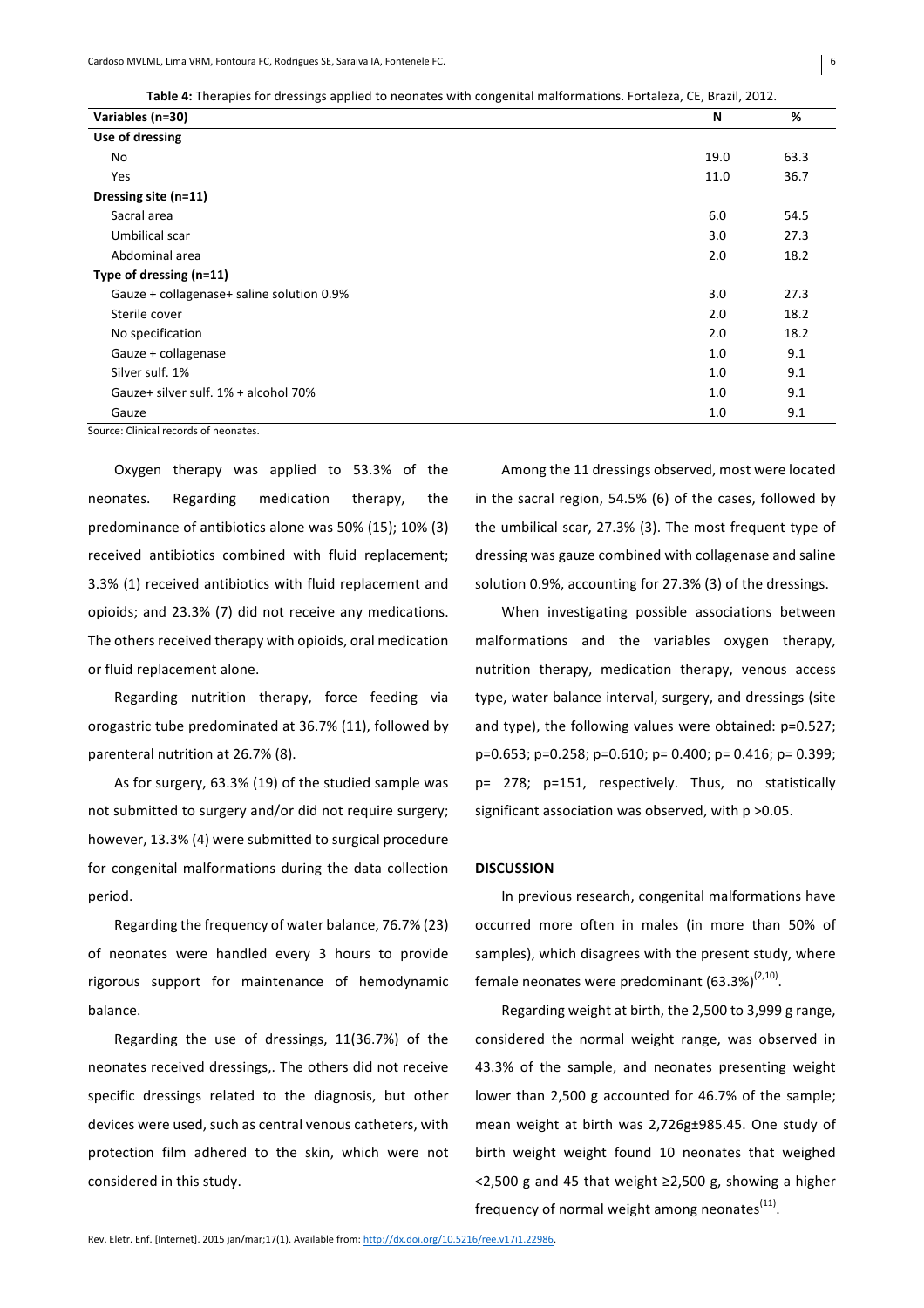**Table 4:** Therapies for dressings applied to neonates with congenital malformations. Fortaleza, CE, Brazil, 2012.

| Variables (n=30) | N | % |
|---|---|---|
| **Use of dressing** | | |
| No | 19.0 | 63.3 |
| Yes | 11.0 | 36.7 |
| **Dressing site (n=11)** | | |
| Sacral area | 6.0 | 54.5 |
| Umbilical scar | 3.0 | 27.3 |
| Abdominal area | 2.0 | 18.2 |
| **Type of dressing (n=11)** | | |
| Gauze + collagenase+ saline solution 0.9% | 3.0 | 27.3 |
| Sterile cover | 2.0 | 18.2 |
| No specification | 2.0 | 18.2 |
| Gauze + collagenase | 1.0 | 9.1 |
| Silver sulf. 1% | 1.0 | 9.1 |
| Gauze+ silver sulf. 1% + alcohol 70% | 1.0 | 9.1 |
| Gauze | 1.0 | 9.1 |

Source: Clinical records of neonates.

Oxygen therapy was applied to 53.3% of the neonates. Regarding medication therapy, the predominance of antibiotics alone was 50% (15); 10% (3) received antibiotics combined with fluid replacement; 3.3% (1) received antibiotics with fluid replacement and opioids; and 23.3% (7) did not receive any medications. The others received therapy with opioids, oral medication or fluid replacement alone.

Regarding nutrition therapy, force feeding via orogastric tube predominated at 36.7% (11), followed by parenteral nutrition at 26.7% (8).

As for surgery, 63.3% (19) of the studied sample was not submitted to surgery and/or did not require surgery; however, 13.3% (4) were submitted to surgical procedure for congenital malformations during the data collection period.

Regarding the frequency of water balance, 76.7% (23) of neonates were handled every 3 hours to provide rigorous support for maintenance of hemodynamic balance.

Regarding the use of dressings, 11(36.7%) of the neonates received dressings,. The others did not receive specific dressings related to the diagnosis, but other devices were used, such as central venous catheters, with protection film adhered to the skin, which were not considered in this study.

Among the 11 dressings observed, most were located in the sacral region, 54.5% (6) of the cases, followed by the umbilical scar, 27.3% (3). The most frequent type of dressing was gauze combined with collagenase and saline solution 0.9%, accounting for 27.3% (3) of the dressings.

When investigating possible associations between malformations and the variables oxygen therapy, nutrition therapy, medication therapy, venous access type, water balance interval, surgery, and dressings (site and type), the following values were obtained: p=0.527; p=0.653; p=0.258; p=0.610; p= 0.400; p= 0.416; p= 0.399; p= 278; p=151, respectively. Thus, no statistically significant association was observed, with p >0.05.

## DISCUSSION

In previous research, congenital malformations have occurred more often in males (in more than 50% of samples), which disagrees with the present study, where female neonates were predominant (63.3%)[2,10].

Regarding weight at birth, the 2,500 to 3,999 g range, considered the normal weight range, was observed in 43.3% of the sample, and neonates presenting weight lower than 2,500 g accounted for 46.7% of the sample; mean weight at birth was 2,726g±985.45. One study of birth weight weight found 10 neonates that weighed <2,500 g and 45 that weight ≥2,500 g, showing a higher frequency of normal weight among neonates[11].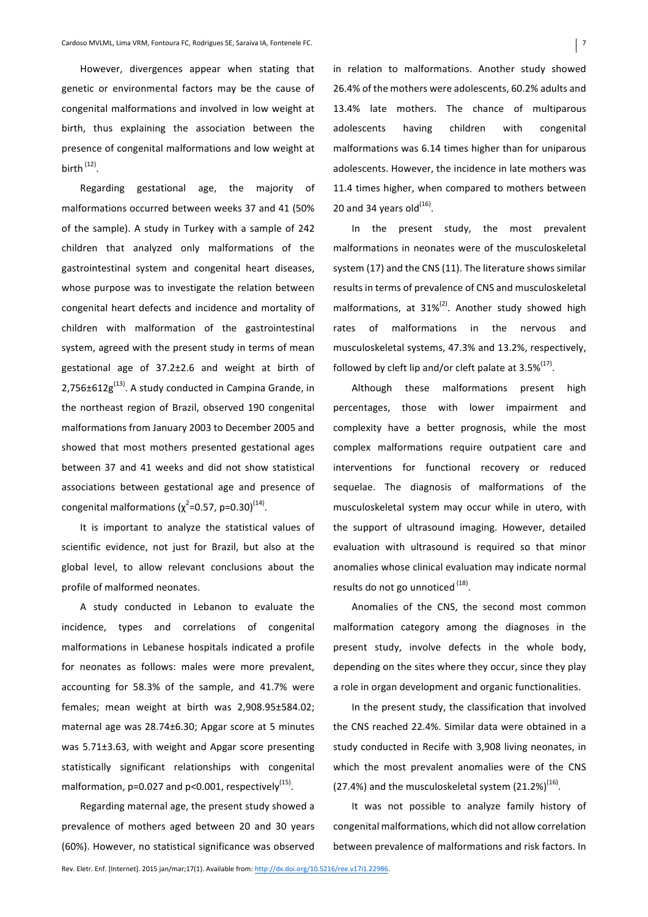However, divergences appear when stating that genetic or environmental factors may be the cause of congenital malformations and involved in low weight at birth, thus explaining the association between the presence of congenital malformations and low weight at birth [12].

Regarding gestational age, the majority of malformations occurred between weeks 37 and 41 (50% of the sample). A study in Turkey with a sample of 242 children that analyzed only malformations of the gastrointestinal system and congenital heart diseases, whose purpose was to investigate the relation between congenital heart defects and incidence and mortality of children with malformation of the gastrointestinal system, agreed with the present study in terms of mean gestational age of 37.2±2.6 and weight at birth of 2,756±612g[13]. A study conducted in Campina Grande, in the northeast region of Brazil, observed 190 congenital malformations from January 2003 to December 2005 and showed that most mothers presented gestational ages between 37 and 41 weeks and did not show statistical associations between gestational age and presence of congenital malformations ($\chi^2$=0.57, p=0.30)[14].

It is important to analyze the statistical values of scientific evidence, not just for Brazil, but also at the global level, to allow relevant conclusions about the profile of malformed neonates.

A study conducted in Lebanon to evaluate the incidence, types and correlations of congenital malformations in Lebanese hospitals indicated a profile for neonates as follows: males were more prevalent, accounting for 58.3% of the sample, and 41.7% were females; mean weight at birth was 2,908.95±584.02; maternal age was 28.74±6.30; Apgar score at 5 minutes was 5.71±3.63, with weight and Apgar score presenting statistically significant relationships with congenital malformation, p=0.027 and p<0.001, respectively[15].

Regarding maternal age, the present study showed a prevalence of mothers aged between 20 and 30 years (60%). However, no statistical significance was observed in relation to malformations. Another study showed 26.4% of the mothers were adolescents, 60.2% adults and 13.4% late mothers. The chance of multiparous adolescents having children with congenital malformations was 6.14 times higher than for uniparous adolescents. However, the incidence in late mothers was 11.4 times higher, when compared to mothers between 20 and 34 years old[16].

In the present study, the most prevalent malformations in neonates were of the musculoskeletal system (17) and the CNS (11). The literature shows similar results in terms of prevalence of CNS and musculoskeletal malformations, at 31%[2]. Another study showed high rates of malformations in the nervous and musculoskeletal systems, 47.3% and 13.2%, respectively, followed by cleft lip and/or cleft palate at 3.5%[17].

Although these malformations present high percentages, those with lower impairment and complexity have a better prognosis, while the most complex malformations require outpatient care and interventions for functional recovery or reduced sequelae. The diagnosis of malformations of the musculoskeletal system may occur while in utero, with the support of ultrasound imaging. However, detailed evaluation with ultrasound is required so that minor anomalies whose clinical evaluation may indicate normal results do not go unnoticed [18].

Anomalies of the CNS, the second most common malformation category among the diagnoses in the present study, involve defects in the whole body, depending on the sites where they occur, since they play a role in organ development and organic functionalities.

In the present study, the classification that involved the CNS reached 22.4%. Similar data were obtained in a study conducted in Recife with 3,908 living neonates, in which the most prevalent anomalies were of the CNS (27.4%) and the musculoskeletal system (21.2%)[16].

It was not possible to analyze family history of congenital malformations, which did not allow correlation between prevalence of malformations and risk factors. In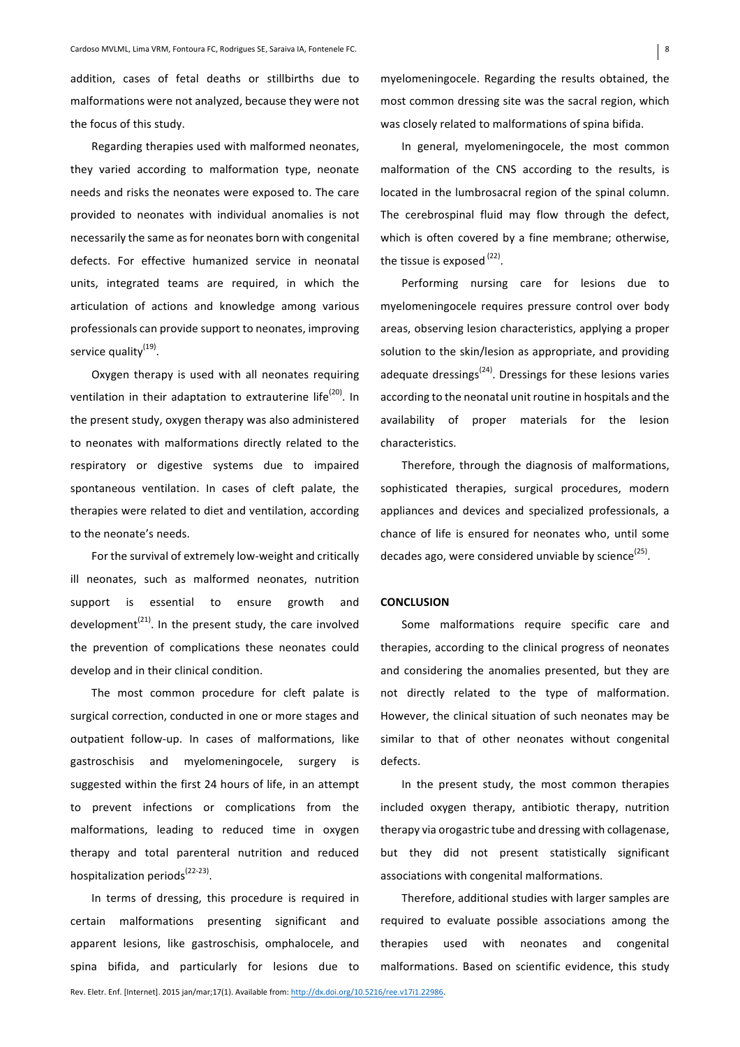addition, cases of fetal deaths or stillbirths due to malformations were not analyzed, because they were not the focus of this study.

Regarding therapies used with malformed neonates, they varied according to malformation type, neonate needs and risks the neonates were exposed to. The care provided to neonates with individual anomalies is not necessarily the same as for neonates born with congenital defects. For effective humanized service in neonatal units, integrated teams are required, in which the articulation of actions and knowledge among various professionals can provide support to neonates, improving service quality[19].

Oxygen therapy is used with all neonates requiring ventilation in their adaptation to extrauterine life[20]. In the present study, oxygen therapy was also administered to neonates with malformations directly related to the respiratory or digestive systems due to impaired spontaneous ventilation. In cases of cleft palate, the therapies were related to diet and ventilation, according to the neonate's needs.

For the survival of extremely low-weight and critically ill neonates, such as malformed neonates, nutrition support is essential to ensure growth and development[21]. In the present study, the care involved the prevention of complications these neonates could develop and in their clinical condition.

The most common procedure for cleft palate is surgical correction, conducted in one or more stages and outpatient follow-up. In cases of malformations, like gastroschisis and myelomeningocele, surgery is suggested within the first 24 hours of life, in an attempt to prevent infections or complications from the malformations, leading to reduced time in oxygen therapy and total parenteral nutrition and reduced hospitalization periods[22-23].

In terms of dressing, this procedure is required in certain malformations presenting significant and apparent lesions, like gastroschisis, omphalocele, and spina bifida, and particularly for lesions due to myelomeningocele. Regarding the results obtained, the most common dressing site was the sacral region, which was closely related to malformations of spina bifida.

In general, myelomeningocele, the most common malformation of the CNS according to the results, is located in the lumbrosacral region of the spinal column. The cerebrospinal fluid may flow through the defect, which is often covered by a fine membrane; otherwise, the tissue is exposed [22].

Performing nursing care for lesions due to myelomeningocele requires pressure control over body areas, observing lesion characteristics, applying a proper solution to the skin/lesion as appropriate, and providing adequate dressings[24]. Dressings for these lesions varies according to the neonatal unit routine in hospitals and the availability of proper materials for the lesion characteristics.

Therefore, through the diagnosis of malformations, sophisticated therapies, surgical procedures, modern appliances and devices and specialized professionals, a chance of life is ensured for neonates who, until some decades ago, were considered unviable by science[25].

## CONCLUSION

Some malformations require specific care and therapies, according to the clinical progress of neonates and considering the anomalies presented, but they are not directly related to the type of malformation. However, the clinical situation of such neonates may be similar to that of other neonates without congenital defects.

In the present study, the most common therapies included oxygen therapy, antibiotic therapy, nutrition therapy via orogastric tube and dressing with collagenase, but they did not present statistically significant associations with congenital malformations.

Therefore, additional studies with larger samples are required to evaluate possible associations among the therapies used with neonates and congenital malformations. Based on scientific evidence, this study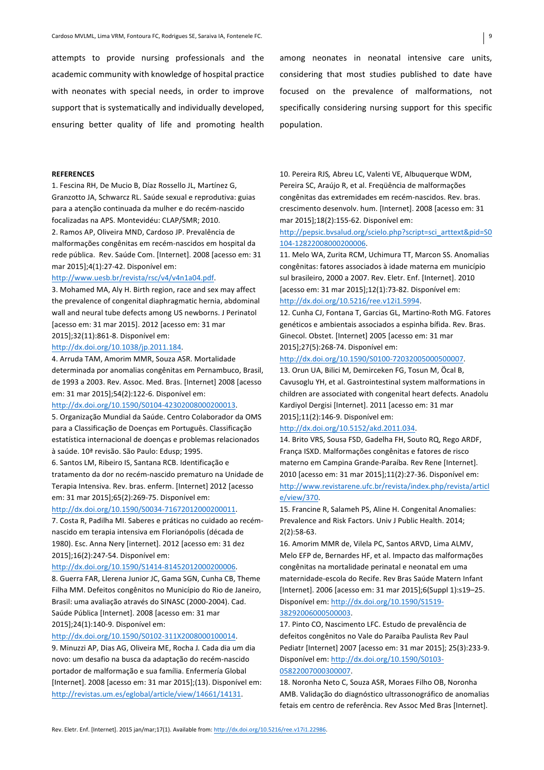attempts to provide nursing professionals and the academic community with knowledge of hospital practice with neonates with special needs, in order to improve support that is systematically and individually developed, ensuring better quality of life and promoting health among neonates in neonatal intensive care units, considering that most studies published to date have focused on the prevalence of malformations, not specifically considering nursing support for this specific population.

**REFERENCES**

1. Fescina RH, De Mucio B, Díaz Rossello JL, Martínez G, Granzotto JA, Schwarcz RL. Saúde sexual e reprodutiva: guias para a atenção continuada da mulher e do recém-nascido focalizadas na APS. Montevidéu: CLAP/SMR; 2010.
2. Ramos AP, Oliveira MND, Cardoso JP. Prevalência de malformações congênitas em recém-nascidos em hospital da rede pública. Rev. Saúde Com. [Internet]. 2008 [acesso em: 31 mar 2015];4(1):27-42. Disponível em: http://www.uesb.br/revista/rsc/v4/v4n1a04.pdf.
3. Mohamed MA, Aly H. Birth region, race and sex may affect the prevalence of congenital diaphragmatic hernia, abdominal wall and neural tube defects among US newborns. J Perinatol [acesso em: 31 mar 2015]. 2012 [acesso em: 31 mar 2015];32(11):861-8. Disponível em: http://dx.doi.org/10.1038/jp.2011.184.
4. Arruda TAM, Amorim MMR, Souza ASR. Mortalidade determinada por anomalias congênitas em Pernambuco, Brasil, de 1993 a 2003. Rev. Assoc. Med. Bras. [Internet] 2008 [acesso em: 31 mar 2015];54(2):122-6. Disponível em: http://dx.doi.org/10.1590/S0104-42302008000200013.
5. Organização Mundial da Saúde. Centro Colaborador da OMS para a Classificação de Doenças em Português. Classificação estatística internacional de doenças e problemas relacionados à saúde. 10ª revisão. São Paulo: Edusp; 1995.
6. Santos LM, Ribeiro IS, Santana RCB. Identificação e tratamento da dor no recém-nascido prematuro na Unidade de Terapia Intensiva. Rev. bras. enferm. [Internet] 2012 [acesso em: 31 mar 2015];65(2):269-75. Disponível em: http://dx.doi.org/10.1590/S0034-71672012000200011.
7. Costa R, Padilha MI. Saberes e práticas no cuidado ao recém-nascido em terapia intensiva em Florianópolis (década de 1980). Esc. Anna Nery [internet]. 2012 [acesso em: 31 dez 2015];16(2):247-54. Disponível em: http://dx.doi.org/10.1590/S1414-81452012000200006.
8. Guerra FAR, Llerena Junior JC, Gama SGN, Cunha CB, Theme Filha MM. Defeitos congênitos no Município do Rio de Janeiro, Brasil: uma avaliação através do SINASC (2000-2004). Cad. Saúde Pública [Internet]. 2008 [acesso em: 31 mar 2015];24(1):140-9. Disponível em: http://dx.doi.org/10.1590/S0102-311X2008000100014.
9. Minuzzi AP, Dias AG, Oliveira ME, Rocha J. Cada dia um dia novo: um desafio na busca da adaptação do recém-nascido portador de malformação e sua família. Enfermería Global [Internet]. 2008 [acesso em: 31 mar 2015];(13). Disponível em: http://revistas.um.es/eglobal/article/view/14661/14131.
10. Pereira RJS, Abreu LC, Valenti VE, Albuquerque WDM, Pereira SC, Araújo R, et al. Freqüência de malformações congênitas das extremidades em recém-nascidos. Rev. bras. crescimento desenvolv. hum. [Internet]. 2008 [acesso em: 31 mar 2015];18(2):155-62. Disponível em: http://pepsic.bvsalud.org/scielo.php?script=sci_arttext&pid=S0104-12822008000200006.
11. Melo WA, Zurita RCM, Uchimura TT, Marcon SS. Anomalias congênitas: fatores associados à idade materna em município sul brasileiro, 2000 a 2007. Rev. Eletr. Enf. [Internet]. 2010 [acesso em: 31 mar 2015];12(1):73-82. Disponível em: http://dx.doi.org/10.5216/ree.v12i1.5994.
12. Cunha CJ, Fontana T, Garcias GL, Martino-Roth MG. Fatores genéticos e ambientais associados a espinha bífida. Rev. Bras. Ginecol. Obstet. [Internet] 2005 [acesso em: 31 mar 2015];27(5):268-74. Disponível em: http://dx.doi.org/10.1590/S0100-72032005000500007.
13. Orun UA, Bilici M, Demirceken FG, Tosun M, Öcal B, Cavusoglu YH, et al. Gastrointestinal system malformations in children are associated with congenital heart defects. Anadolu Kardiyol Dergisi [Internet]. 2011 [acesso em: 31 mar 2015];11(2):146-9. Disponível em: http://dx.doi.org/10.5152/akd.2011.034.
14. Brito VRS, Sousa FSD, Gadelha FH, Souto RQ, Rego ARDF, França ISXD. Malformações congênitas e fatores de risco materno em Campina Grande-Paraíba. Rev Rene [Internet]. 2010 [acesso em: 31 mar 2015];11(2):27-36. Disponível em: http://www.revistarene.ufc.br/revista/index.php/revista/article/view/370.
15. Francine R, Salameh PS, Aline H. Congenital Anomalies: Prevalence and Risk Factors. Univ J Public Health. 2014; 2(2):58-63.
16. Amorim MMR de, Vilela PC, Santos ARVD, Lima ALMV, Melo EFP de, Bernardes HF, et al. Impacto das malformações congênitas na mortalidade perinatal e neonatal em uma maternidade-escola do Recife. Rev Bras Saúde Matern Infant [Internet]. 2006 [acesso em: 31 mar 2015];6(Suppl 1):s19–25. Disponível em: http://dx.doi.org/10.1590/S1519-38292006000500003.
17. Pinto CO, Nascimento LFC. Estudo de prevalência de defeitos congênitos no Vale do Paraíba Paulista Rev Paul Pediatr [Internet] 2007 [acesso em: 31 mar 2015]; 25(3):233-9. Disponível em: http://dx.doi.org/10.1590/S0103-05822007000300007.
18. Noronha Neto C, Souza ASR, Moraes Filho OB, Noronha AMB. Validação do diagnóstico ultrassonográfico de anomalias fetais em centro de referência. Rev Assoc Med Bras [Internet].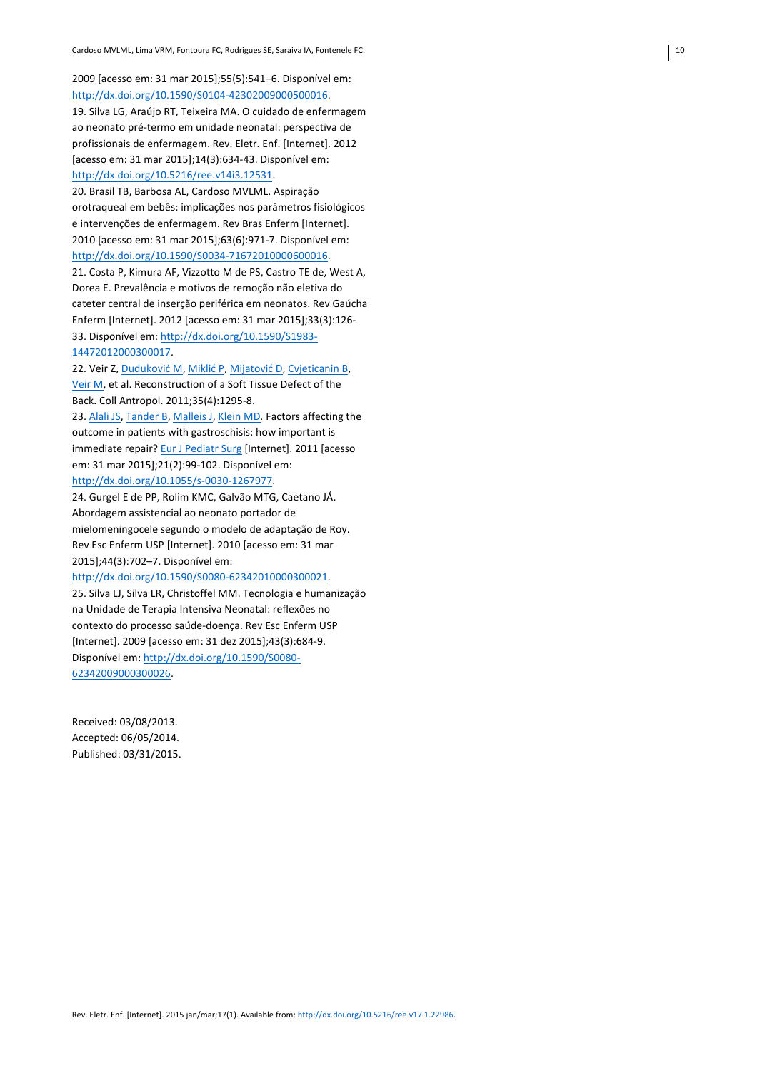2009 [acesso em: 31 mar 2015];55(5):541–6. Disponível em: http://dx.doi.org/10.1590/S0104-42302009000500016.

19. Silva LG, Araújo RT, Teixeira MA. O cuidado de enfermagem ao neonato pré-termo em unidade neonatal: perspectiva de profissionais de enfermagem. Rev. Eletr. Enf. [Internet]. 2012 [acesso em: 31 mar 2015];14(3):634-43. Disponível em: http://dx.doi.org/10.5216/ree.v14i3.12531.

20. Brasil TB, Barbosa AL, Cardoso MVLML. Aspiração orotraqueal em bebês: implicações nos parâmetros fisiológicos e intervenções de enfermagem. Rev Bras Enferm [Internet]. 2010 [acesso em: 31 mar 2015];63(6):971-7. Disponível em: http://dx.doi.org/10.1590/S0034-71672010000600016.

21. Costa P, Kimura AF, Vizzotto M de PS, Castro TE de, West A, Dorea E. Prevalência e motivos de remoção não eletiva do cateter central de inserção periférica em neonatos. Rev Gaúcha Enferm [Internet]. 2012 [acesso em: 31 mar 2015];33(3):126-33. Disponível em: http://dx.doi.org/10.1590/S1983-14472012000300017.

22. Veir Z, Duduković M, Miklić P, Mijatović D, Cvjeticanin B, Veir M, et al. Reconstruction of a Soft Tissue Defect of the Back. Coll Antropol. 2011;35(4):1295-8.

23. Alali JS, Tander B, Malleis J, Klein MD. Factors affecting the outcome in patients with gastroschisis: how important is immediate repair? Eur J Pediatr Surg [Internet]. 2011 [acesso em: 31 mar 2015];21(2):99-102. Disponível em: http://dx.doi.org/10.1055/s-0030-1267977.

24. Gurgel E de PP, Rolim KMC, Galvão MTG, Caetano JÁ. Abordagem assistencial ao neonato portador de mielomeningocele segundo o modelo de adaptação de Roy. Rev Esc Enferm USP [Internet]. 2010 [acesso em: 31 mar 2015];44(3):702–7. Disponível em: http://dx.doi.org/10.1590/S0080-62342010000300021.

25. Silva LJ, Silva LR, Christoffel MM. Tecnologia e humanização na Unidade de Terapia Intensiva Neonatal: reflexões no contexto do processo saúde-doença. Rev Esc Enferm USP [Internet]. 2009 [acesso em: 31 dez 2015];43(3):684-9. Disponível em: http://dx.doi.org/10.1590/S0080-62342009000300026.

Received: 03/08/2013.
Accepted: 06/05/2014.
Published: 03/31/2015.